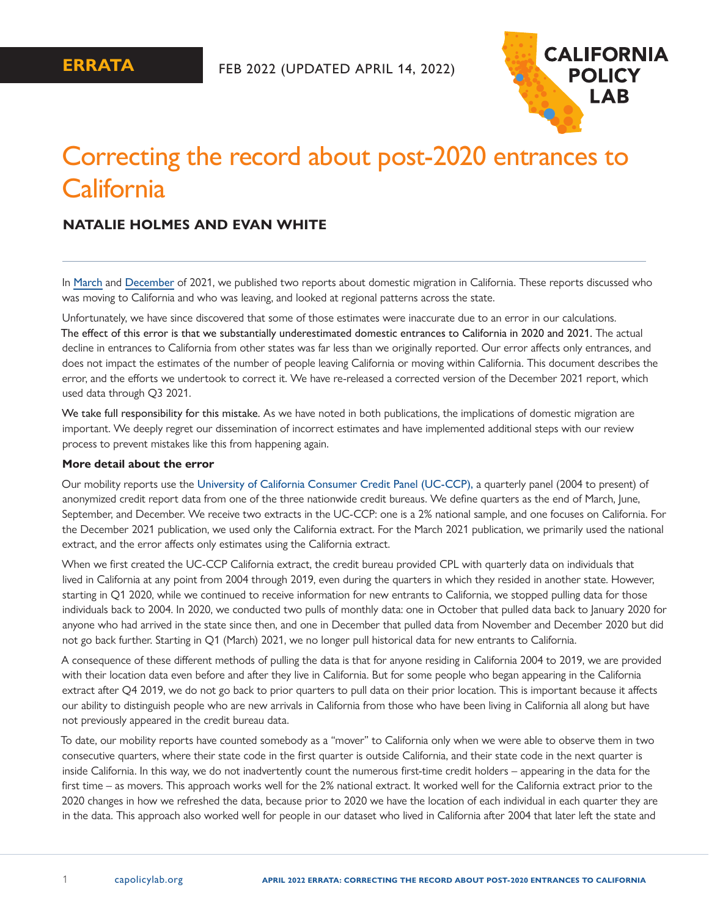ERRATA

FEB 2022 (UPDATED APRIL 14, 2022)

CALIFORNIA POLICY LAB

# Correcting the record about post-2020 entrances to California

### NATALIE HOLMES AND EVAN WHITE

---

In March and December of 2021, we published two reports about domestic migration in California. These reports discussed who was moving to California and who was leaving, and looked at regional patterns across the state.

Unfortunately, we have since discovered that some of those estimates were inaccurate due to an error in our calculations. The effect of this error is that we substantially underestimated domestic entrances to California in 2020 and 2021. The actual decline in entrances to California from other states was far less than we originally reported. Our error affects only entrances, and does not impact the estimates of the number of people leaving California or moving within California. This document describes the error, and the efforts we undertook to correct it. We have re-released a corrected version of the December 2021 report, which used data through Q3 2021.

We take full responsibility for this mistake. As we have noted in both publications, the implications of domestic migration are important. We deeply regret our dissemination of incorrect estimates and have implemented additional steps with our review process to prevent mistakes like this from happening again.

**More detail about the error**

Our mobility reports use the University of California Consumer Credit Panel (UC-CCP), a quarterly panel (2004 to present) of anonymized credit report data from one of the three nationwide credit bureaus. We define quarters as the end of March, June, September, and December. We receive two extracts in the UC-CCP: one is a 2% national sample, and one focuses on California. For the December 2021 publication, we used only the California extract. For the March 2021 publication, we primarily used the national extract, and the error affects only estimates using the California extract.

When we first created the UC-CCP California extract, the credit bureau provided CPL with quarterly data on individuals that lived in California at any point from 2004 through 2019, even during the quarters in which they resided in another state. However, starting in Q1 2020, while we continued to receive information for new entrants to California, we stopped pulling data for those individuals back to 2004. In 2020, we conducted two pulls of monthly data: one in October that pulled data back to January 2020 for anyone who had arrived in the state since then, and one in December that pulled data from November and December 2020 but did not go back further. Starting in Q1 (March) 2021, we no longer pull historical data for new entrants to California.

A consequence of these different methods of pulling the data is that for anyone residing in California 2004 to 2019, we are provided with their location data even before and after they live in California. But for some people who began appearing in the California extract after Q4 2019, we do not go back to prior quarters to pull data on their prior location. This is important because it affects our ability to distinguish people who are new arrivals in California from those who have been living in California all along but have not previously appeared in the credit bureau data.

To date, our mobility reports have counted somebody as a "mover" to California only when we were able to observe them in two consecutive quarters, where their state code in the first quarter is outside California, and their state code in the next quarter is inside California. In this way, we do not inadvertently count the numerous first-time credit holders – appearing in the data for the first time – as movers. This approach works well for the 2% national extract. It worked well for the California extract prior to the 2020 changes in how we refreshed the data, because prior to 2020 we have the location of each individual in each quarter they are in the data. This approach also worked well for people in our dataset who lived in California after 2004 that later left the state and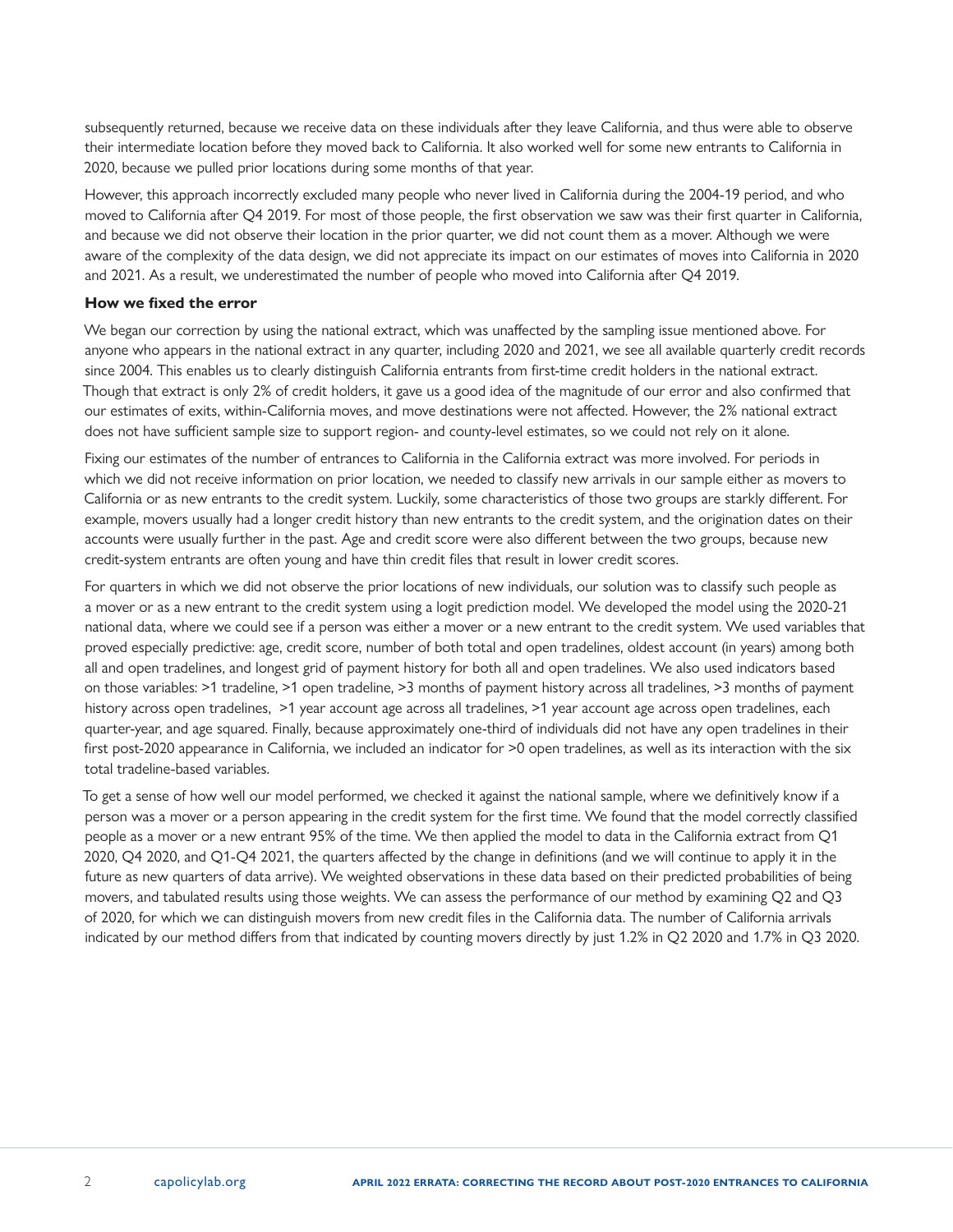subsequently returned, because we receive data on these individuals after they leave California, and thus were able to observe their intermediate location before they moved back to California. It also worked well for some new entrants to California in 2020, because we pulled prior locations during some months of that year.

However, this approach incorrectly excluded many people who never lived in California during the 2004-19 period, and who moved to California after Q4 2019. For most of those people, the first observation we saw was their first quarter in California, and because we did not observe their location in the prior quarter, we did not count them as a mover. Although we were aware of the complexity of the data design, we did not appreciate its impact on our estimates of moves into California in 2020 and 2021. As a result, we underestimated the number of people who moved into California after Q4 2019.

**How we fixed the error**

We began our correction by using the national extract, which was unaffected by the sampling issue mentioned above. For anyone who appears in the national extract in any quarter, including 2020 and 2021, we see all available quarterly credit records since 2004. This enables us to clearly distinguish California entrants from first-time credit holders in the national extract. Though that extract is only 2% of credit holders, it gave us a good idea of the magnitude of our error and also confirmed that our estimates of exits, within-California moves, and move destinations were not affected. However, the 2% national extract does not have sufficient sample size to support region- and county-level estimates, so we could not rely on it alone.

Fixing our estimates of the number of entrances to California in the California extract was more involved. For periods in which we did not receive information on prior location, we needed to classify new arrivals in our sample either as movers to California or as new entrants to the credit system. Luckily, some characteristics of those two groups are starkly different. For example, movers usually had a longer credit history than new entrants to the credit system, and the origination dates on their accounts were usually further in the past. Age and credit score were also different between the two groups, because new credit-system entrants are often young and have thin credit files that result in lower credit scores.

For quarters in which we did not observe the prior locations of new individuals, our solution was to classify such people as a mover or as a new entrant to the credit system using a logit prediction model. We developed the model using the 2020-21 national data, where we could see if a person was either a mover or a new entrant to the credit system. We used variables that proved especially predictive: age, credit score, number of both total and open tradelines, oldest account (in years) among both all and open tradelines, and longest grid of payment history for both all and open tradelines. We also used indicators based on those variables: >1 tradeline, >1 open tradeline, >3 months of payment history across all tradelines, >3 months of payment history across open tradelines, >1 year account age across all tradelines, >1 year account age across open tradelines, each quarter-year, and age squared. Finally, because approximately one-third of individuals did not have any open tradelines in their first post-2020 appearance in California, we included an indicator for >0 open tradelines, as well as its interaction with the six total tradeline-based variables.

To get a sense of how well our model performed, we checked it against the national sample, where we definitively know if a person was a mover or a person appearing in the credit system for the first time. We found that the model correctly classified people as a mover or a new entrant 95% of the time. We then applied the model to data in the California extract from Q1 2020, Q4 2020, and Q1-Q4 2021, the quarters affected by the change in definitions (and we will continue to apply it in the future as new quarters of data arrive). We weighted observations in these data based on their predicted probabilities of being movers, and tabulated results using those weights. We can assess the performance of our method by examining Q2 and Q3 of 2020, for which we can distinguish movers from new credit files in the California data. The number of California arrivals indicated by our method differs from that indicated by counting movers directly by just 1.2% in Q2 2020 and 1.7% in Q3 2020.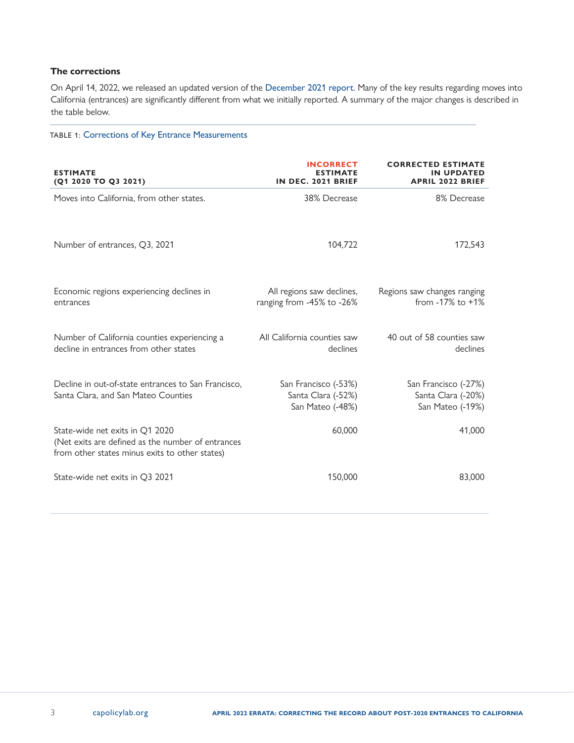### The corrections

On April 14, 2022, we released an updated version of the December 2021 report. Many of the key results regarding moves into California (entrances) are significantly different from what we initially reported. A summary of the major changes is described in the table below.

TABLE 1: Corrections of Key Entrance Measurements

| ESTIMATE (Q1 2020 TO Q3 2021) | INCORRECT ESTIMATE IN DEC. 2021 BRIEF | CORRECTED ESTIMATE IN UPDATED APRIL 2022 BRIEF |
|---|---|---|
| Moves into California, from other states. | 38% Decrease | 8% Decrease |
| Number of entrances, Q3, 2021 | 104,722 | 172,543 |
| Economic regions experiencing declines in entrances | All regions saw declines, ranging from -45% to -26% | Regions saw changes ranging from -17% to +1% |
| Number of California counties experiencing a decline in entrances from other states | All California counties saw declines | 40 out of 58 counties saw declines |
| Decline in out-of-state entrances to San Francisco, Santa Clara, and San Mateo Counties | San Francisco (-53%)<br>Santa Clara (-52%)<br>San Mateo (-48%) | San Francisco (-27%)<br>Santa Clara (-20%)<br>San Mateo (-19%) |
| State-wide net exits in Q1 2020<br>(Net exits are defined as the number of entrances from other states minus exits to other states) | 60,000 | 41,000 |
| State-wide net exits in Q3 2021 | 150,000 | 83,000 |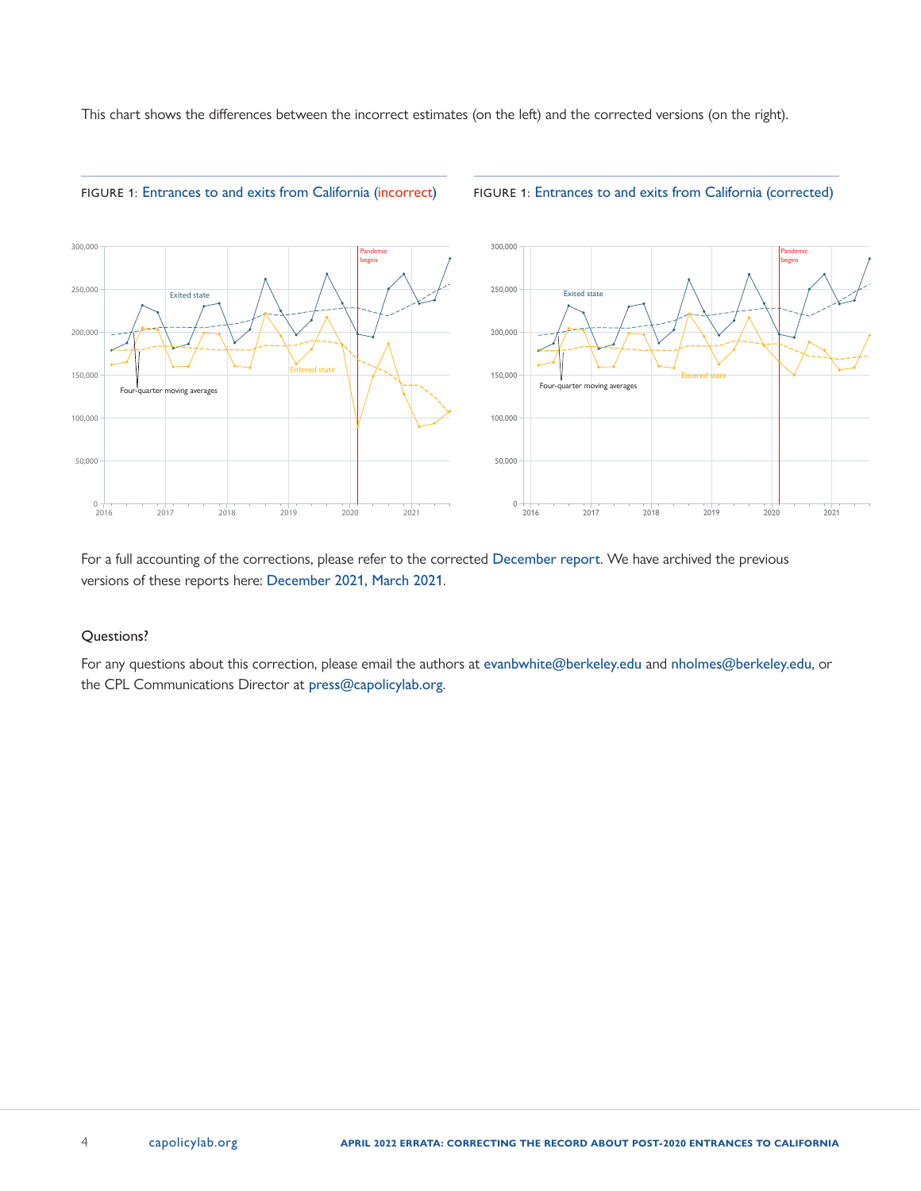This chart shows the differences between the incorrect estimates (on the left) and the corrected versions (on the right).

FIGURE 1: Entrances to and exits from California (incorrect)

300,000
250,000
200,000
150,000
100,000
50,000
0
2016
2017
2018
2019
2020
2021
Exited state
Entered state
Four-quarter moving averages
Pandemic begins

FIGURE 1: Entrances to and exits from California (corrected)

300,000
250,000
200,000
150,000
100,000
50,000
0
2016
2017
2018
2019
2020
2021
Exited state
Entered state
Four-quarter moving averages
Pandemic begins

For a full accounting of the corrections, please refer to the corrected December report. We have archived the previous versions of these reports here: December 2021, March 2021.

Questions?

For any questions about this correction, please email the authors at evanbwhite@berkeley.edu and nholmes@berkeley.edu, or the CPL Communications Director at press@capolicylab.org.